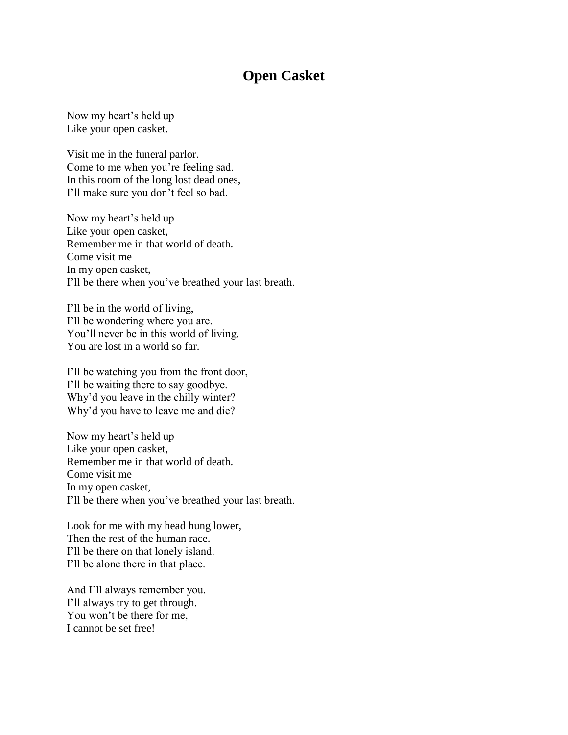# Open Casket

Now my heart's held up
Like your open casket.

Visit me in the funeral parlor.
Come to me when you're feeling sad.
In this room of the long lost dead ones,
I'll make sure you don't feel so bad.

Now my heart's held up
Like your open casket,
Remember me in that world of death.
Come visit me
In my open casket,
I'll be there when you've breathed your last breath.

I'll be in the world of living,
I'll be wondering where you are.
You'll never be in this world of living.
You are lost in a world so far.

I'll be watching you from the front door,
I'll be waiting there to say goodbye.
Why'd you leave in the chilly winter?
Why'd you have to leave me and die?

Now my heart's held up
Like your open casket,
Remember me in that world of death.
Come visit me
In my open casket,
I'll be there when you've breathed your last breath.

Look for me with my head hung lower,
Then the rest of the human race.
I'll be there on that lonely island.
I'll be alone there in that place.

And I'll always remember you.
I'll always try to get through.
You won't be there for me,
I cannot be set free!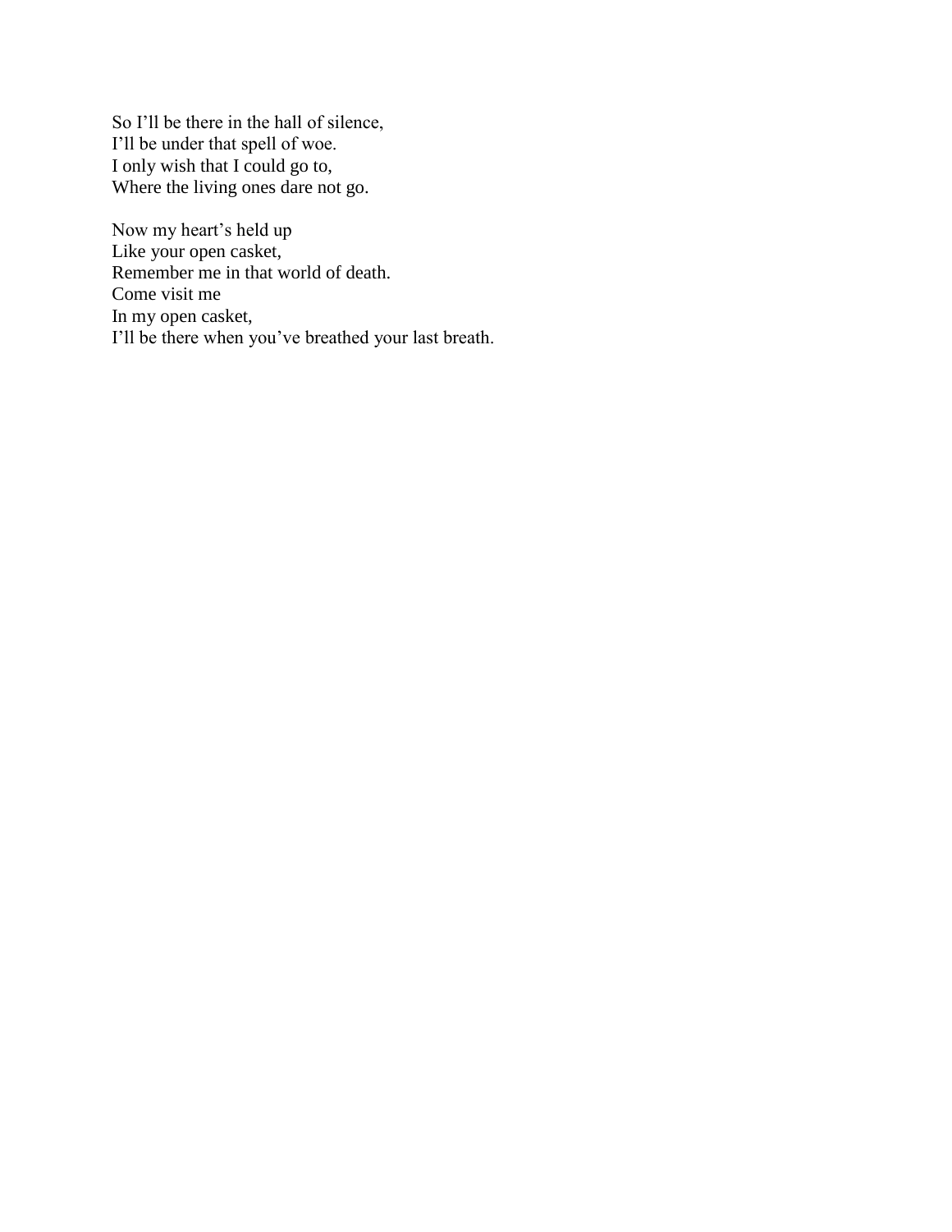So I'll be there in the hall of silence,  
I'll be under that spell of woe.  
I only wish that I could go to,  
Where the living ones dare not go.

Now my heart's held up  
Like your open casket,  
Remember me in that world of death.  
Come visit me  
In my open casket,  
I'll be there when you've breathed your last breath.